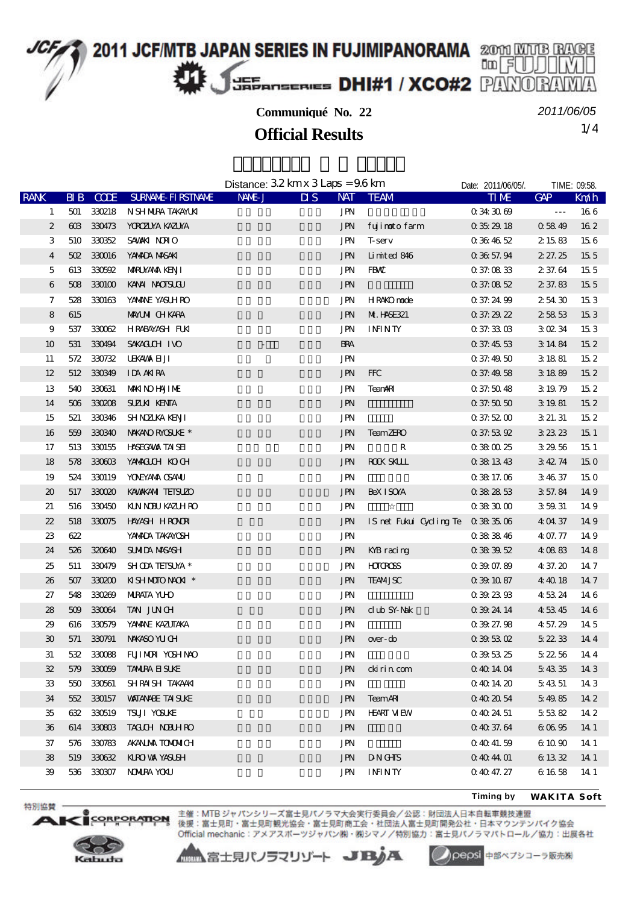# 2011 JCF/MTB JAPAN SERIES IN FUJIMIPANORAMA

## DHI#1 / XCO#2

**Communiqué No. 22**

2011/06/05

## Official Results

Distance: 3.2 km x 3 Laps = 9.6 km

Date: 2011/06/05/. TIME: 09:58.

| RANK | BIB | CODE | SURNAME-FIRSTNAME | NAME-J | DIS | NAT | TEAM | TIME | GAP | Km/h |
|---|---|---|---|---|---|---|---|---|---|---|
| 1 | 501 | 330218 | NISHIMURA TAKAYUKI | | | JPN | | 0:34:30.69 | --- | 16.6 |
| 2 | 603 | 330473 | YOROZUYA KAZUYA | | | JPN | fujimoto farm | 0:35:29.18 | 0:58.49 | 16.2 |
| 3 | 510 | 330352 | SAWAKI NORIO | | | JPN | T-serv | 0:36:46.52 | 2:15.83 | 15.6 |
| 4 | 502 | 330016 | YAMADA MASAKI | | | JPN | Limited 846 | 0:36:57.94 | 2:27.25 | 15.5 |
| 5 | 613 | 330592 | MARUYAMA KENJI | | | JPN | FBMC | 0:37:08.33 | 2:37.64 | 15.5 |
| 6 | 508 | 330100 | KANAI NAOTSUGU | | | JPN | | 0:37:08.52 | 2:37.83 | 15.5 |
| 7 | 528 | 330163 | YAMANE YASUHIRO | | | JPN | HIRAKO mode | 0:37:24.99 | 2:54.30 | 15.3 |
| 8 | 615 | | MAYUMI CHIKARA | | | JPN | MI.HASE321 | 0:37:29.22 | 2:58.53 | 15.3 |
| 9 | 537 | 330062 | HIRABAYASHI FUKI | | | JPN | INFINITY | 0:37:33.03 | 3:02.34 | 15.3 |
| 10 | 531 | 330494 | SAKAGUCHI IVO | | | BRA | | 0:37:45.53 | 3:14.84 | 15.2 |
| 11 | 572 | 330732 | UEKAWA EIJI | | | JPN | | 0:37:49.50 | 3:18.81 | 15.2 |
| 12 | 512 | 330349 | IIDA AKIRA | | | JPN | FFC | 0:37:49.58 | 3:18.89 | 15.2 |
| 13 | 540 | 330631 | MAKINO HAJIME | | | JPN | TeamARI | 0:37:50.48 | 3:19.79 | 15.2 |
| 14 | 506 | 330208 | SUZUKI KENTA | | | JPN | | 0:37:50.50 | 3:19.81 | 15.2 |
| 15 | 521 | 330346 | SHINOZUKA KENJI | | | JPN | | 0:37:52.00 | 3:21.31 | 15.2 |
| 16 | 559 | 330340 | NAKANO RYOSUKE * | | | JPN | TeamZERO | 0:37:53.92 | 3:23.23 | 15.1 |
| 17 | 513 | 330155 | HASEGAWA TAISEI | | | JPN | R | 0:38:00.25 | 3:29.56 | 15.1 |
| 18 | 578 | 330603 | YAMAGUCHI KOICHI | | | JPN | ROCK SKULL | 0:38:13.43 | 3:42.74 | 15.0 |
| 19 | 524 | 330119 | YONEYAMA OSAMU | | | JPN | | 0:38:17.06 | 3:46.37 | 15.0 |
| 20 | 517 | 330020 | KAWAKAMI TETSUZO | | | JPN | BeX ISOYA | 0:38:28.53 | 3:57.84 | 14.9 |
| 21 | 516 | 330450 | KUNINOBU KAZUHIRO | | | JPN | ☆ | 0:38:30.00 | 3:59.31 | 14.9 |
| 22 | 518 | 330075 | HAYASHI HIRONORI | | | JPN | IS net Fukui Cycling Te | 0:38:35.06 | 4:04.37 | 14.9 |
| 23 | 622 | | YAMADA TAKAYOSHI | | | JPN | | 0:38:38.46 | 4:07.77 | 14.9 |
| 24 | 526 | 320640 | SUMIDA MASASHI | | | JPN | KYB racing | 0:38:39.52 | 4:08.83 | 14.8 |
| 25 | 511 | 330479 | SHIODA TETSUYA * | | | JPN | HOTCROSS | 0:39:07.89 | 4:37.20 | 14.7 |
| 26 | 507 | 330200 | KISHIMOTO NAOKI * | | | JPN | TEAM JSC | 0:39:10.87 | 4:40.18 | 14.7 |
| 27 | 548 | 330269 | MURATA YUHO | | | JPN | | 0:39:23.93 | 4:53.24 | 14.6 |
| 28 | 509 | 330064 | TANI JUNICHI | | | JPN | club SY-Nak | 0:39:24.14 | 4:53.45 | 14.6 |
| 29 | 616 | 330579 | YAMANE KAZUTAKA | | | JPN | | 0:39:27.98 | 4:57.29 | 14.5 |
| 30 | 571 | 330791 | NAKASO YUICHI | | | JPN | over-do | 0:39:53.02 | 5:22.33 | 14.4 |
| 31 | 532 | 330088 | FUJIMORI YOSHINAO | | | JPN | | 0:39:53.25 | 5:22.56 | 14.4 |
| 32 | 579 | 330059 | TAMURA EISUKE | | | JPN | ckirin.com | 0:40:14.04 | 5:43.35 | 14.3 |
| 33 | 550 | 330561 | SHIRAISHI TAKAAKI | | | JPN | | 0:40:14.20 | 5:43.51 | 14.3 |
| 34 | 552 | 330157 | WATANABE TAISUKE | | | JPN | TeamARI | 0:40:20.54 | 5:49.85 | 14.2 |
| 35 | 632 | 330519 | TSUJI YOSUKE | | | JPN | HEART VIEW | 0:40:24.51 | 5:53.82 | 14.2 |
| 36 | 614 | 330803 | TAGUCHI NOBUHIRO | | | JPN | | 0:40:37.64 | 6:06.95 | 14.1 |
| 37 | 576 | 330783 | AKANUMA TOMOMICHI | | | JPN | | 0:40:41.59 | 6:10.90 | 14.1 |
| 38 | 519 | 330632 | KUROIWA YASUSHI | | | JPN | DNIGHTS | 0:40:44.01 | 6:13.32 | 14.1 |
| 39 | 536 | 330307 | NOMURA YOKU | | | JPN | INFINITY | 0:40:47.27 | 6:16.58 | 14.1 |

Timing by **WAKITA Soft**

特別協賛

主催：MTBジャパンシリーズ富士見パノラマ大会実行委員会／公認：財団法人日本自転車競技連盟
後援：富士見町・富士見町観光協会・富士見町商工会・社団法人富士見町開発公社・日本マウンテンバイク協会
Official mechanic：アメアスポーツジャパン㈱・㈱シマノ／特別協力：富士見パノラマパトロール／協力：出展各社

富士見パノラマリゾート　JBJA　pepsi 中部ペプシコーラ販売㈱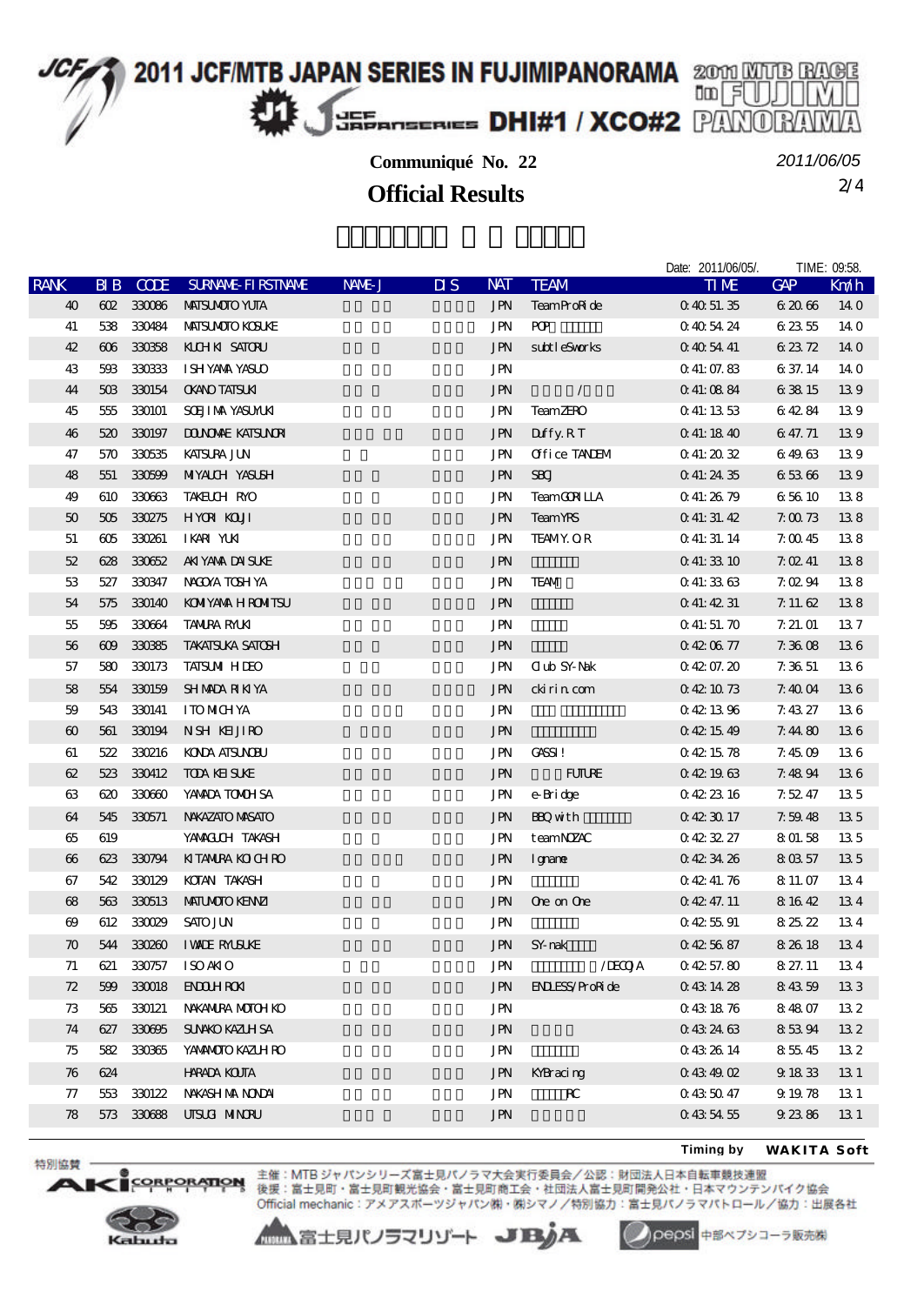# 2011 JCF/MTB JAPAN SERIES IN FUJIMIPANORAMA

## DHI#1 / XCO#2

**Communiqué No. 22**

2011/06/05

## Official Results

Date: 2011/06/05/. TIME: 09:58.

| RANK | BIB | CODE | SURNAME-FIRSTNAME | NAME-J | DIS | NAT | TEAM | TIME | GAP | Km/h |
|---|---|---|---|---|---|---|---|---|---|---|
| 40 | 602 | 330086 | MATSUMOTO YUTA | | | JPN | TeamProRide | 0:40:51.35 | 6:20.66 | 14.0 |
| 41 | 538 | 330484 | MATSUMOTO KOSUKE | | | JPN | POP | 0:40:54.24 | 6:23.55 | 14.0 |
| 42 | 606 | 330358 | KUCHIKI SATORU | | | JPN | subtleSworks | 0:40:54.41 | 6:23.72 | 14.0 |
| 43 | 593 | 330333 | ISHIYAMA YASUO | | | JPN | | 0:41:07.83 | 6:37.14 | 14.0 |
| 44 | 503 | 330154 | OKANO TATSUKI | | | JPN | / | 0:41:08.84 | 6:38.15 | 13.9 |
| 45 | 555 | 330101 | SOEJIMA YASUYUKI | | | JPN | TeamZERO | 0:41:13.53 | 6:42.84 | 13.9 |
| 46 | 520 | 330197 | DOUNOWAKE KATSUNORI | | | JPN | Duffy.RT | 0:41:18.40 | 6:47.71 | 13.9 |
| 47 | 570 | 330535 | KATSURA JUN | | | JPN | Office TANDEM | 0:41:20.32 | 6:49.63 | 13.9 |
| 48 | 551 | 330599 | MIYAUCHI YASUSHI | | | JPN | SBO | 0:41:24.35 | 6:53.66 | 13.9 |
| 49 | 610 | 330663 | TAKEUCHI RYO | | | JPN | TeamGORILLA | 0:41:26.79 | 6:56.10 | 13.8 |
| 50 | 505 | 330275 | HIYORI KOUJI | | | JPN | TeamYRS | 0:41:31.42 | 7:00.73 | 13.8 |
| 51 | 605 | 330261 | IKARI YUKI | | | JPN | TEAM Y.O.R | 0:41:31.14 | 7:00.45 | 13.8 |
| 52 | 628 | 330652 | AKIYAMA DAISUKE | | | JPN | | 0:41:33.10 | 7:02.41 | 13.8 |
| 53 | 527 | 330347 | NAGOYA TOSHIYA | | | JPN | TEAM | 0:41:33.63 | 7:02.94 | 13.8 |
| 54 | 575 | 330140 | KOMIYAMA HIROMITSU | | | JPN | | 0:41:42.31 | 7:11.62 | 13.8 |
| 55 | 595 | 330664 | TAMURA RYUKI | | | JPN | | 0:41:51.70 | 7:21.01 | 13.7 |
| 56 | 609 | 330385 | TAKATSUKA SATOSHI | | | JPN | | 0:42:06.77 | 7:36.08 | 13.6 |
| 57 | 580 | 330173 | TATSUMI HIDEO | | | JPN | Club SY-Nak | 0:42:07.20 | 7:36.51 | 13.6 |
| 58 | 554 | 330159 | SHIMADA RIKIYA | | | JPN | ckirin.com | 0:42:10.73 | 7:40.04 | 13.6 |
| 59 | 543 | 330141 | ITO MICHIYA | | | JPN | | 0:42:13.96 | 7:43.27 | 13.6 |
| 60 | 561 | 330194 | NISHI KEIJIRO | | | JPN | | 0:42:15.49 | 7:44.80 | 13.6 |
| 61 | 522 | 330216 | KONDA ATSUNOBU | | | JPN | GASSI! | 0:42:15.78 | 7:45.09 | 13.6 |
| 62 | 523 | 330412 | TODA KEISUKE | | | JPN | FUTURE | 0:42:19.63 | 7:48.94 | 13.6 |
| 63 | 620 | 330660 | YAMADA TOMOHISA | | | JPN | e-Bridge | 0:42:23.16 | 7:52.47 | 13.5 |
| 64 | 545 | 330571 | NAKAZATO MASATO | | | JPN | BBQ with | 0:42:30.17 | 7:59.48 | 13.5 |
| 65 | 619 | | YAMAGUCHI TAKASHI | | | JPN | teamNOZAC | 0:42:32.27 | 8:01.58 | 13.5 |
| 66 | 623 | 330794 | KITAMURA KOICHIRO | | | JPN | Igname | 0:42:34.26 | 8:03.57 | 13.5 |
| 67 | 542 | 330129 | KOTANI TAKASHI | | | JPN | | 0:42:41.76 | 8:11.07 | 13.4 |
| 68 | 563 | 330513 | MATUMOTO KENNZI | | | JPN | One on One | 0:42:47.11 | 8:16.42 | 13.4 |
| 69 | 612 | 330029 | SATO JUN | | | JPN | | 0:42:55.91 | 8:25.22 | 13.4 |
| 70 | 544 | 330260 | IWADE RYUSUKE | | | JPN | SY-nak | 0:42:56.87 | 8:26.18 | 13.4 |
| 71 | 621 | 330757 | ISO AKIO | | | JPN | /DECOJA | 0:42:57.80 | 8:27.11 | 13.4 |
| 72 | 599 | 330018 | ENDOH ROKI | | | JPN | ENDLESS/ProRide | 0:43:14.28 | 8:43.59 | 13.3 |
| 73 | 565 | 330121 | NAKAMURA MOTOHIKO | | | JPN | | 0:43:18.76 | 8:48.07 | 13.2 |
| 74 | 627 | 330695 | SUNAKO KAZUHISA | | | JPN | | 0:43:24.63 | 8:53.94 | 13.2 |
| 75 | 582 | 330365 | YAMAMOTO KAZUHIRO | | | JPN | | 0:43:26.14 | 8:55.45 | 13.2 |
| 76 | 624 | | HARADA KOUTA | | | JPN | KYBracing | 0:43:49.02 | 9:18.33 | 13.1 |
| 77 | 553 | 330122 | NAKASHIMA NONDAI | | | JPN | RC | 0:43:50.47 | 9:19.78 | 13.1 |
| 78 | 573 | 330688 | UTSUGI MINORU | | | JPN | | 0:43:54.55 | 9:23.86 | 13.1 |

Timing by WAKITA Soft

特別協賛 AKI CORPORATION Kabuto

主催：MTBジャパンシリーズ富士見パノラマ大会実行委員会／公認：財団法人日本自転車競技連盟
後援：富士見町・富士見町観光協会・富士見町商工会・社団法人富士見町開発公社・日本マウンテンバイク協会
Official mechanic：アメアスポーツジャパン㈱・㈱シマノ／特別協力：富士見パノラマパトロール／協力：出展各社

富士見パノラマリゾート JBJA pepsi 中部ペプシコーラ販売㈱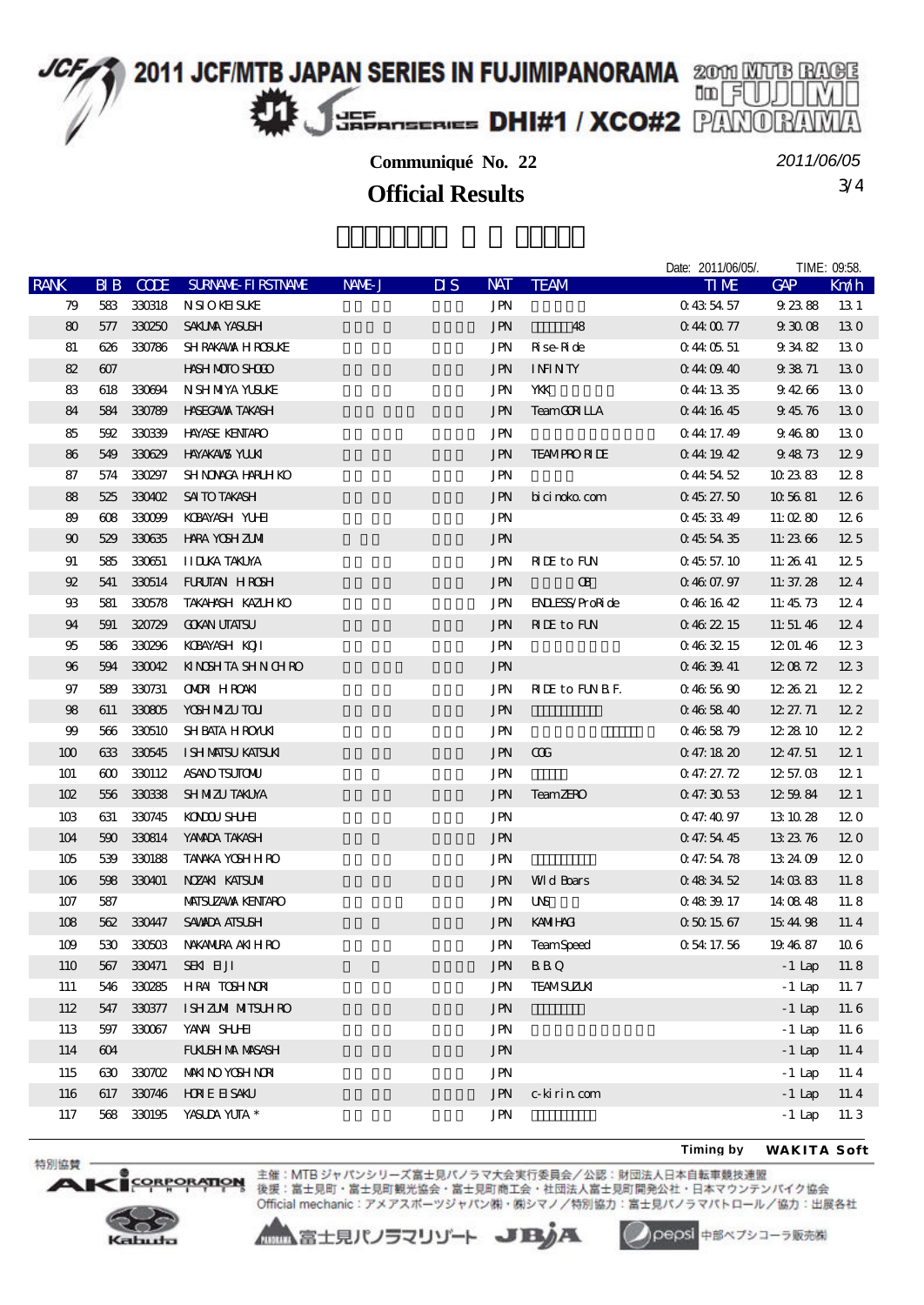# 2011 JCF/MTB JAPAN SERIES IN FUJIMIPANORAMA

## DHI#1 / XCO#2

**Communiqué No. 22**

2011/06/05

## Official Results

Date: 2011/06/05/. TIME: 09:58.

| RANK | BIB | CODE | SURNAME-FIRSTNAME | NAME-J | DIS | NAT | TEAM | TIME | GAP | Km/h |
|---|---|---|---|---|---|---|---|---|---|---|
| 79 | 583 | 330318 | NISIO KEISUKE | | | JPN | | 0:43:54.57 | 9:23.88 | 13.1 |
| 80 | 577 | 330250 | SAKUMA YASUSHI | | | JPN | 48 | 0:44:00.77 | 9:30.08 | 13.0 |
| 81 | 626 | 330786 | SHIRAKAWA HIROSUKE | | | JPN | Rise-Ride | 0:44:05.51 | 9:34.82 | 13.0 |
| 82 | 607 | | HASHIMOTO SHOGO | | | JPN | INFINITY | 0:44:09.40 | 9:38.71 | 13.0 |
| 83 | 618 | 330694 | NISHIMIYA YUSUKE | | | JPN | YKK | 0:44:13.35 | 9:42.66 | 13.0 |
| 84 | 584 | 330789 | HASEGAWA TAKASHI | | | JPN | TeamGORILLA | 0:44:16.45 | 9:45.76 | 13.0 |
| 85 | 592 | 330339 | HAYASE KENTARO | | | JPN | | 0:44:17.49 | 9:46.80 | 13.0 |
| 86 | 549 | 330629 | HAYAKAWS YUUKI | | | JPN | TEAM PRO RIDE | 0:44:19.42 | 9:48.73 | 12.9 |
| 87 | 574 | 330297 | SHINONAGA HARUHIKO | | | JPN | | 0:44:54.52 | 10:23.83 | 12.8 |
| 88 | 525 | 330402 | SAITO TAKASHI | | | JPN | bicinoko.com | 0:45:27.50 | 10:56.81 | 12.6 |
| 89 | 608 | 330099 | KOBAYASHI YUHEI | | | JPN | | 0:45:33.49 | 11:02.80 | 12.6 |
| 90 | 529 | 330635 | HARA YOSHIZUMI | | | JPN | | 0:45:54.35 | 11:23.66 | 12.5 |
| 91 | 585 | 330651 | IIDUKA TAKUYA | | | JPN | RIDE to FUN | 0:45:57.10 | 11:26.41 | 12.5 |
| 92 | 541 | 330514 | FURUTANI HIROSHI | | | JPN | OB | 0:46:07.97 | 11:37.28 | 12.4 |
| 93 | 581 | 330578 | TAKAHASHI KAZUHIKO | | | JPN | ENDLESS/ProRide | 0:46:16.42 | 11:45.73 | 12.4 |
| 94 | 591 | 320729 | GOKAN UTATSU | | | JPN | RIDE to FUN | 0:46:22.15 | 11:51.46 | 12.4 |
| 95 | 586 | 330296 | KOBAYASHI KOJI | | | JPN | | 0:46:32.15 | 12:01.46 | 12.3 |
| 96 | 594 | 330042 | KINOSHITA SHINICHIRO | | | JPN | | 0:46:39.41 | 12:08.72 | 12.3 |
| 97 | 589 | 330731 | OMORI HIROAKI | | | JPN | RIDE to FUN B.F. | 0:46:56.90 | 12:26.21 | 12.2 |
| 98 | 611 | 330805 | YOSHIMIZU TOUI | | | JPN | | 0:46:58.40 | 12:27.71 | 12.2 |
| 99 | 566 | 330510 | SHIBATA HIROYUKI | | | JPN | | 0:46:58.79 | 12:28.10 | 12.2 |
| 100 | 633 | 330545 | ISHIMATSU KATSUKI | | | JPN | COG | 0:47:18.20 | 12:47.51 | 12.1 |
| 101 | 600 | 330112 | ASANO TSUTOMU | | | JPN | | 0:47:27.72 | 12:57.03 | 12.1 |
| 102 | 556 | 330338 | SHIMIZU TAKUYA | | | JPN | TeamZERO | 0:47:30.53 | 12:59.84 | 12.1 |
| 103 | 631 | 330745 | KONDOU SHUHEI | | | JPN | | 0:47:40.97 | 13:10.28 | 12.0 |
| 104 | 590 | 330814 | YAMADA TAKASHI | | | JPN | | 0:47:54.45 | 13:23.76 | 12.0 |
| 105 | 539 | 330188 | TANAKA YOSHIHIRO | | | JPN | | 0:47:54.78 | 13:24.09 | 12.0 |
| 106 | 598 | 330401 | NOZAKI KATSUMI | | | JPN | Wild Boars | 0:48:34.52 | 14:03.83 | 11.8 |
| 107 | 587 | | MATSUZAWA KENTARO | | | JPN | UNS | 0:48:39.17 | 14:08.48 | 11.8 |
| 108 | 562 | 330447 | SAWADA ATSUSHI | | | JPN | KAMIHAGI | 0:50:15.67 | 15:44.98 | 11.4 |
| 109 | 530 | 330503 | NAKAMURA AKIHIRO | | | JPN | TeamSpeed | 0:54:17.56 | 19:46.87 | 10.6 |
| 110 | 567 | 330471 | SEKI EIJI | | | JPN | BBQ | | -1 Lap | 11.8 |
| 111 | 546 | 330285 | HIRAI TOSHINORI | | | JPN | TEAM SUZUKI | | -1 Lap | 11.7 |
| 112 | 547 | 330377 | ISHIZUMI MITSUHIRO | | | JPN | | | -1 Lap | 11.6 |
| 113 | 597 | 330067 | YANAI SHUHEI | | | JPN | | | -1 Lap | 11.6 |
| 114 | 604 | | FUKUSHIMA MASASHI | | | JPN | | | -1 Lap | 11.4 |
| 115 | 630 | 330702 | MAKINO YOSHINORI | | | JPN | | | -1 Lap | 11.4 |
| 116 | 617 | 330746 | HORIE EISAKU | | | JPN | c-kirin.com | | -1 Lap | 11.4 |
| 117 | 568 | 330195 | YASUDA YUTA * | | | JPN | | | -1 Lap | 11.3 |

Timing by WAKITA Soft

特別協賛

主催：MTBジャパンシリーズ富士見パノラマ大会実行委員会／公認：財団法人日本自転車競技連盟
後援：富士見町・富士見町観光協会・富士見町商工会・社団法人富士見町開発公社・日本マウンテンバイク協会
Official mechanic：アメアスポーツジャパン㈱・㈱シマノ／特別協力：富士見パノラマパトロール／協力：出展各社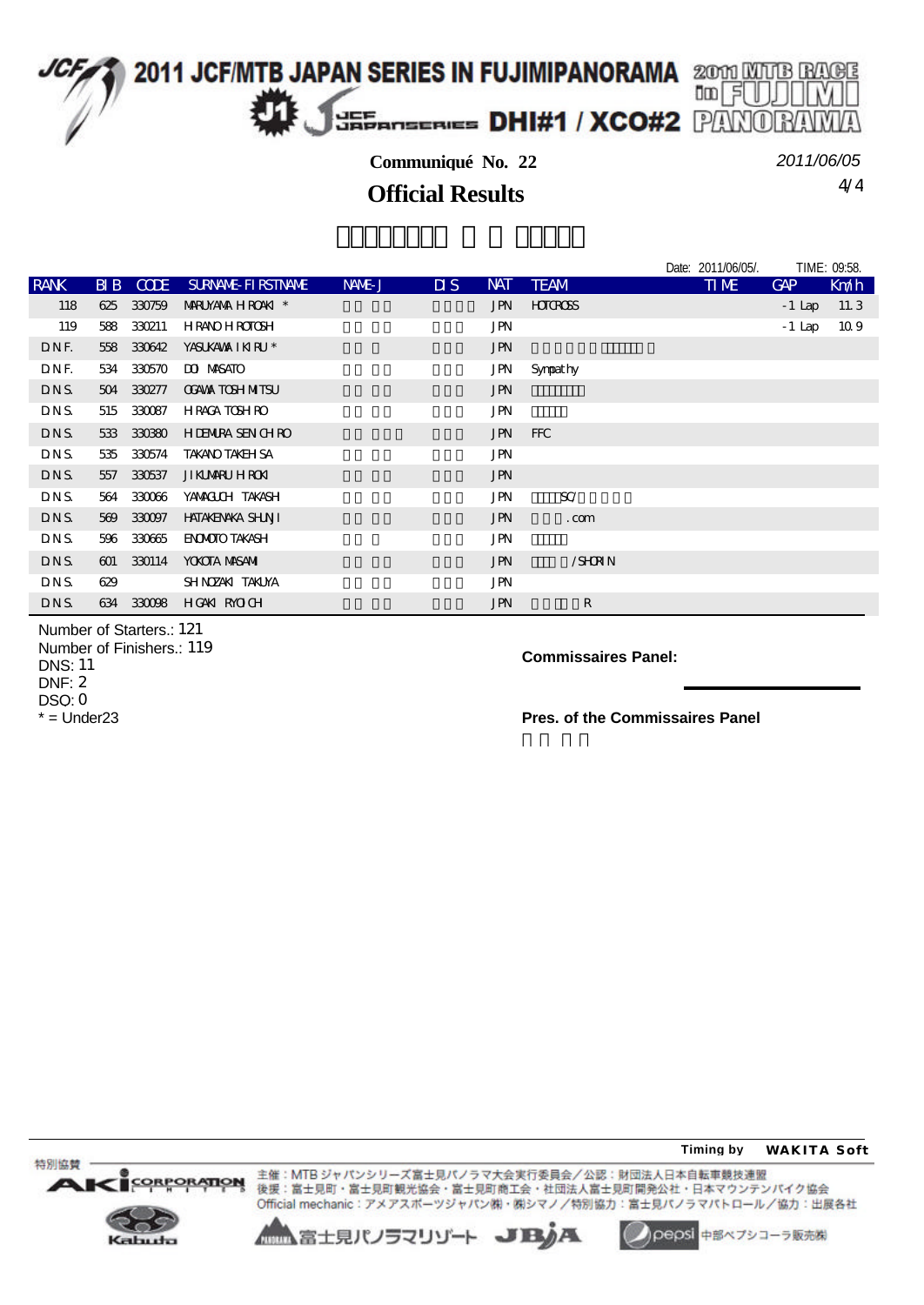# 2011 JCF/MTB JAPAN SERIES IN FUJIMIPANORAMA

DHI#1 / XCO#2

2011 MTB RACE in FUJIMI PANORAMA

**Communiqué No. 22**

*2011/06/05*

## Official Results

Date: 2011/06/05/. TIME: 09:58.

| RANK | BIB | CODE | SURNAME-FIRSTNAME | NAME-J | DIS | NAT | TEAM | TIME | GAP | Km/h |
|---|---|---|---|---|---|---|---|---|---|---|
| 118 | 625 | 330759 | MARUYAMA HIROAKI * | | | JPN | HOTCROSS | | -1 Lap | 11.3 |
| 119 | 588 | 330211 | HIRANO HIROTOSHI | | | JPN | | | -1 Lap | 10.9 |
| DNF. | 558 | 330642 | YASUKAWA IKIRU * | | | JPN | | | | |
| DNF. | 534 | 330570 | DOI MASATO | | | JPN | Sympathy | | | |
| DNS. | 504 | 330277 | OGAWA TOSHIMITSU | | | JPN | | | | |
| DNS. | 515 | 330087 | HIRAGA TOSHIRO | | | JPN | | | | |
| DNS. | 533 | 330380 | HIDEMURA SENICHIRO | | | JPN | FFC | | | |
| DNS. | 535 | 330574 | TAKANO TAKEHISA | | | JPN | | | | |
| DNS. | 557 | 330537 | JIKUMARU HIROKI | | | JPN | | | | |
| DNS. | 564 | 330066 | YAMAGUCHI TAKASHI | | | JPN | SC/ | | | |
| DNS. | 569 | 330097 | HATAKENAKA SHUNJI | | | JPN | .com | | | |
| DNS. | 596 | 330665 | ENOMOTO TAKASHI | | | JPN | | | | |
| DNS. | 601 | 330114 | YOKOTA MASAMI | | | JPN | /SHORIN | | | |
| DNS. | 629 | | SHINOZAKI TAKUYA | | | JPN | | | | |
| DNS. | 634 | 330098 | HIGAKI RYOICHI | | | JPN | R | | | |

Number of Starters.: 121
Number of Finishers.: 119
DNS: 11
DNF: 2
DSO: 0
* = Under23

**Commissaires Panel:**

**Pres. of the Commissaires Panel**

Timing by WAKITA Soft

特別協賛

主催：MTBジャパンシリーズ富士見パノラマ大会実行委員会／公認：財団法人日本自転車競技連盟
後援：富士見町・富士見町観光協会・富士見町商工会・社団法人富士見町開発公社・日本マウンテンバイク協会
Official mechanic：アメアスポーツジャパン(株)・(株)シマノ／特別協力：富士見パノラマパトロール／協力：出展各社

富士見パノラマリゾート　JBA　pepsi 中部ペプシコーラ販売(株)